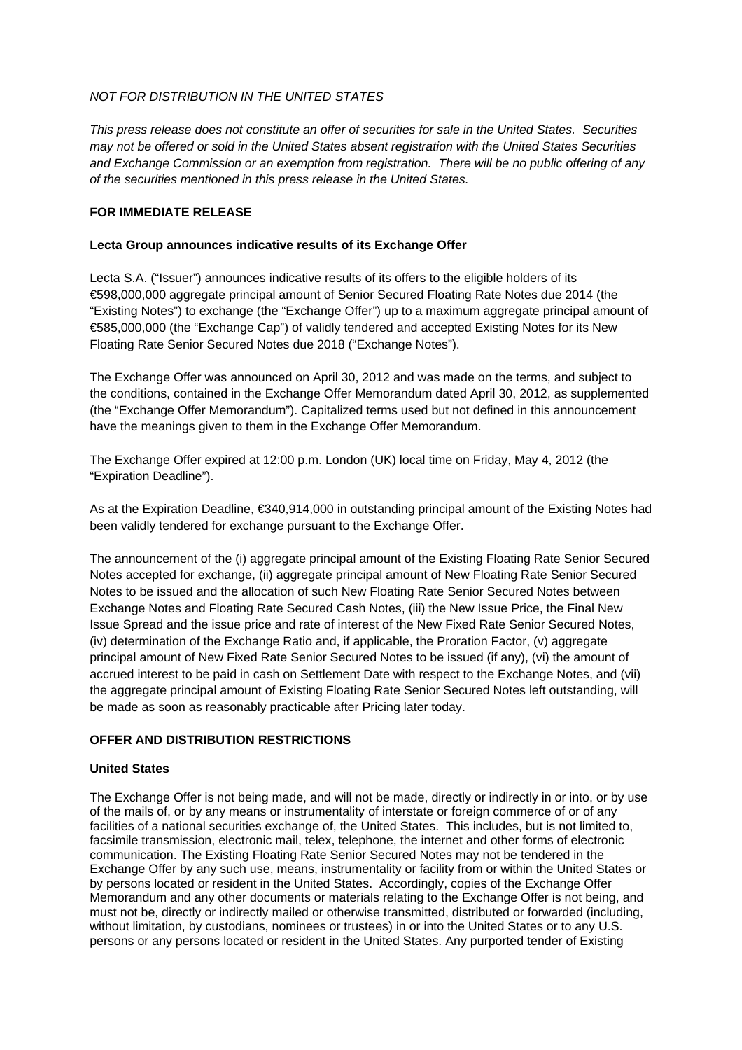*NOT FOR DISTRIBUTION IN THE UNITED STATES*

*This press release does not constitute an offer of securities for sale in the United States. Securities may not be offered or sold in the United States absent registration with the United States Securities and Exchange Commission or an exemption from registration. There will be no public offering of any of the securities mentioned in this press release in the United States.*

**FOR IMMEDIATE RELEASE**

**Lecta Group announces indicative results of its Exchange Offer**

Lecta S.A. ("Issuer") announces indicative results of its offers to the eligible holders of its €598,000,000 aggregate principal amount of Senior Secured Floating Rate Notes due 2014 (the "Existing Notes") to exchange (the "Exchange Offer") up to a maximum aggregate principal amount of €585,000,000 (the "Exchange Cap") of validly tendered and accepted Existing Notes for its New Floating Rate Senior Secured Notes due 2018 ("Exchange Notes").

The Exchange Offer was announced on April 30, 2012 and was made on the terms, and subject to the conditions, contained in the Exchange Offer Memorandum dated April 30, 2012, as supplemented (the "Exchange Offer Memorandum"). Capitalized terms used but not defined in this announcement have the meanings given to them in the Exchange Offer Memorandum.

The Exchange Offer expired at 12:00 p.m. London (UK) local time on Friday, May 4, 2012 (the "Expiration Deadline").

As at the Expiration Deadline, €340,914,000 in outstanding principal amount of the Existing Notes had been validly tendered for exchange pursuant to the Exchange Offer.

The announcement of the (i) aggregate principal amount of the Existing Floating Rate Senior Secured Notes accepted for exchange, (ii) aggregate principal amount of New Floating Rate Senior Secured Notes to be issued and the allocation of such New Floating Rate Senior Secured Notes between Exchange Notes and Floating Rate Secured Cash Notes, (iii) the New Issue Price, the Final New Issue Spread and the issue price and rate of interest of the New Fixed Rate Senior Secured Notes, (iv) determination of the Exchange Ratio and, if applicable, the Proration Factor, (v) aggregate principal amount of New Fixed Rate Senior Secured Notes to be issued (if any), (vi) the amount of accrued interest to be paid in cash on Settlement Date with respect to the Exchange Notes, and (vii) the aggregate principal amount of Existing Floating Rate Senior Secured Notes left outstanding, will be made as soon as reasonably practicable after Pricing later today.

**OFFER AND DISTRIBUTION RESTRICTIONS**

**United States**

The Exchange Offer is not being made, and will not be made, directly or indirectly in or into, or by use of the mails of, or by any means or instrumentality of interstate or foreign commerce of or of any facilities of a national securities exchange of, the United States. This includes, but is not limited to, facsimile transmission, electronic mail, telex, telephone, the internet and other forms of electronic communication. The Existing Floating Rate Senior Secured Notes may not be tendered in the Exchange Offer by any such use, means, instrumentality or facility from or within the United States or by persons located or resident in the United States. Accordingly, copies of the Exchange Offer Memorandum and any other documents or materials relating to the Exchange Offer is not being, and must not be, directly or indirectly mailed or otherwise transmitted, distributed or forwarded (including, without limitation, by custodians, nominees or trustees) in or into the United States or to any U.S. persons or any persons located or resident in the United States. Any purported tender of Existing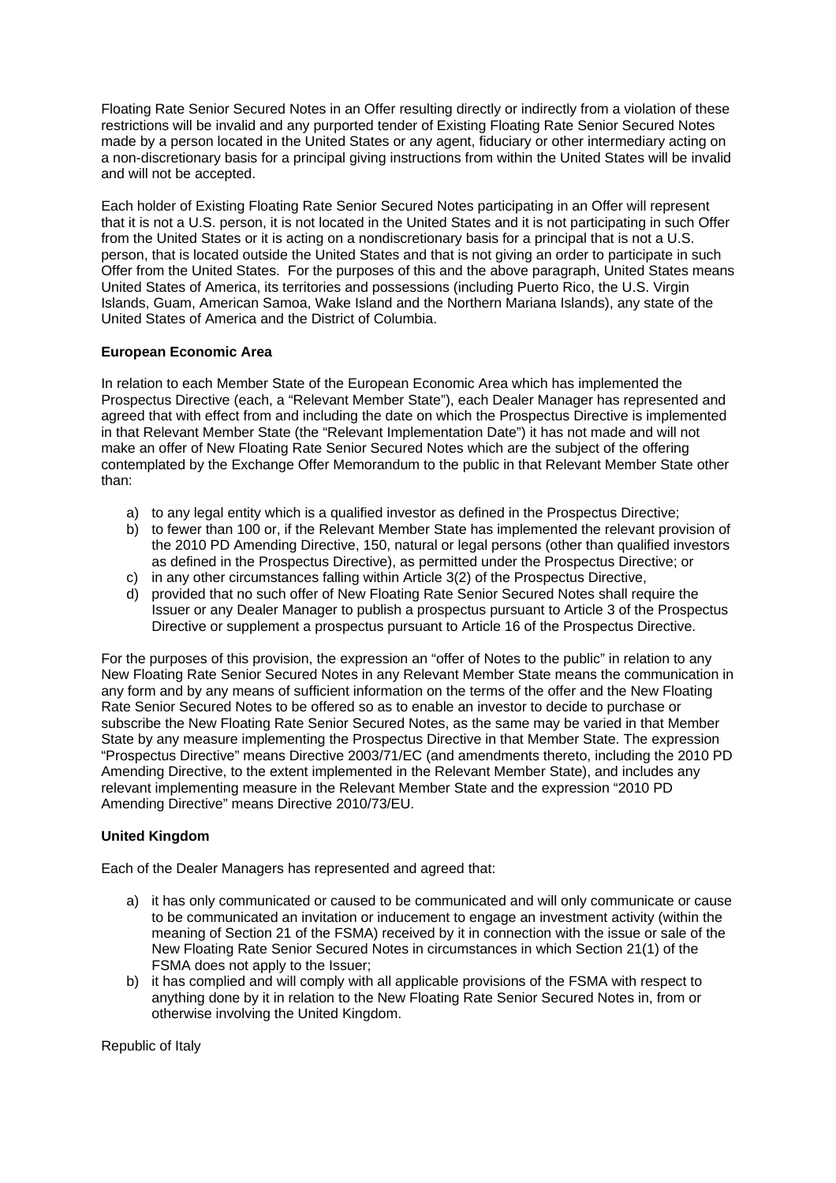Floating Rate Senior Secured Notes in an Offer resulting directly or indirectly from a violation of these restrictions will be invalid and any purported tender of Existing Floating Rate Senior Secured Notes made by a person located in the United States or any agent, fiduciary or other intermediary acting on a non-discretionary basis for a principal giving instructions from within the United States will be invalid and will not be accepted.

Each holder of Existing Floating Rate Senior Secured Notes participating in an Offer will represent that it is not a U.S. person, it is not located in the United States and it is not participating in such Offer from the United States or it is acting on a nondiscretionary basis for a principal that is not a U.S. person, that is located outside the United States and that is not giving an order to participate in such Offer from the United States. For the purposes of this and the above paragraph, United States means United States of America, its territories and possessions (including Puerto Rico, the U.S. Virgin Islands, Guam, American Samoa, Wake Island and the Northern Mariana Islands), any state of the United States of America and the District of Columbia.

**European Economic Area**

In relation to each Member State of the European Economic Area which has implemented the Prospectus Directive (each, a "Relevant Member State"), each Dealer Manager has represented and agreed that with effect from and including the date on which the Prospectus Directive is implemented in that Relevant Member State (the "Relevant Implementation Date") it has not made and will not make an offer of New Floating Rate Senior Secured Notes which are the subject of the offering contemplated by the Exchange Offer Memorandum to the public in that Relevant Member State other than:

a) to any legal entity which is a qualified investor as defined in the Prospectus Directive;
b) to fewer than 100 or, if the Relevant Member State has implemented the relevant provision of the 2010 PD Amending Directive, 150, natural or legal persons (other than qualified investors as defined in the Prospectus Directive), as permitted under the Prospectus Directive; or
c) in any other circumstances falling within Article 3(2) of the Prospectus Directive,
d) provided that no such offer of New Floating Rate Senior Secured Notes shall require the Issuer or any Dealer Manager to publish a prospectus pursuant to Article 3 of the Prospectus Directive or supplement a prospectus pursuant to Article 16 of the Prospectus Directive.

For the purposes of this provision, the expression an "offer of Notes to the public" in relation to any New Floating Rate Senior Secured Notes in any Relevant Member State means the communication in any form and by any means of sufficient information on the terms of the offer and the New Floating Rate Senior Secured Notes to be offered so as to enable an investor to decide to purchase or subscribe the New Floating Rate Senior Secured Notes, as the same may be varied in that Member State by any measure implementing the Prospectus Directive in that Member State. The expression "Prospectus Directive" means Directive 2003/71/EC (and amendments thereto, including the 2010 PD Amending Directive, to the extent implemented in the Relevant Member State), and includes any relevant implementing measure in the Relevant Member State and the expression "2010 PD Amending Directive" means Directive 2010/73/EU.

**United Kingdom**

Each of the Dealer Managers has represented and agreed that:

a) it has only communicated or caused to be communicated and will only communicate or cause to be communicated an invitation or inducement to engage an investment activity (within the meaning of Section 21 of the FSMA) received by it in connection with the issue or sale of the New Floating Rate Senior Secured Notes in circumstances in which Section 21(1) of the FSMA does not apply to the Issuer;
b) it has complied and will comply with all applicable provisions of the FSMA with respect to anything done by it in relation to the New Floating Rate Senior Secured Notes in, from or otherwise involving the United Kingdom.

Republic of Italy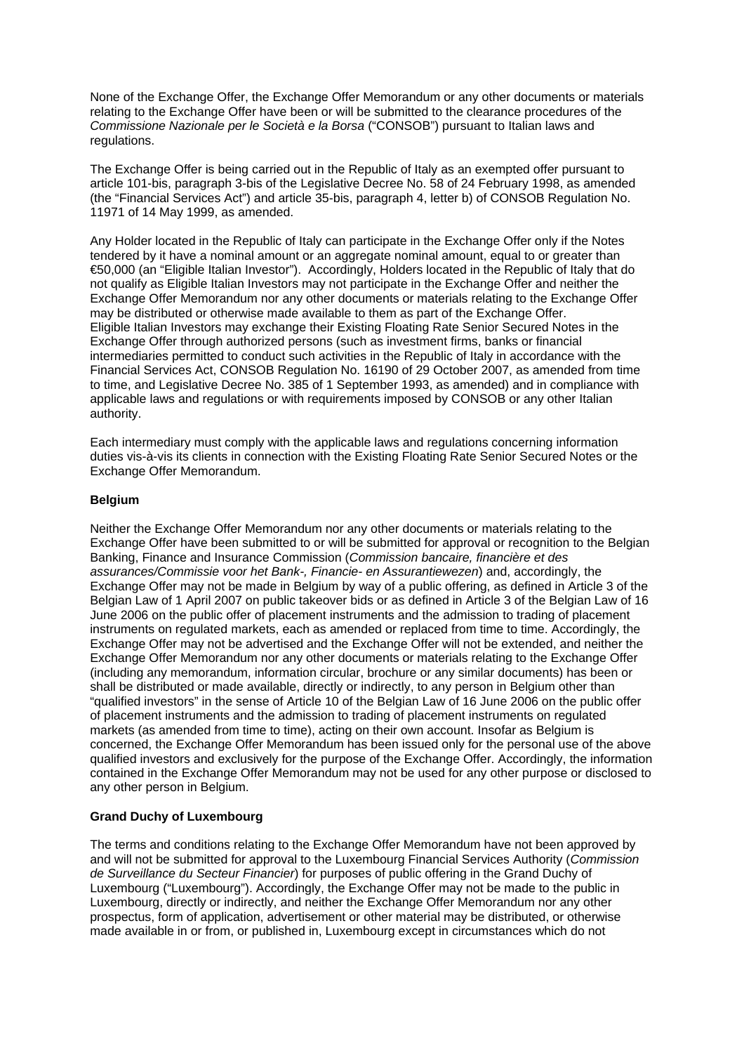None of the Exchange Offer, the Exchange Offer Memorandum or any other documents or materials relating to the Exchange Offer have been or will be submitted to the clearance procedures of the *Commissione Nazionale per le Società e la Borsa* ("CONSOB") pursuant to Italian laws and regulations.

The Exchange Offer is being carried out in the Republic of Italy as an exempted offer pursuant to article 101-bis, paragraph 3-bis of the Legislative Decree No. 58 of 24 February 1998, as amended (the "Financial Services Act") and article 35-bis, paragraph 4, letter b) of CONSOB Regulation No. 11971 of 14 May 1999, as amended.

Any Holder located in the Republic of Italy can participate in the Exchange Offer only if the Notes tendered by it have a nominal amount or an aggregate nominal amount, equal to or greater than €50,000 (an "Eligible Italian Investor"). Accordingly, Holders located in the Republic of Italy that do not qualify as Eligible Italian Investors may not participate in the Exchange Offer and neither the Exchange Offer Memorandum nor any other documents or materials relating to the Exchange Offer may be distributed or otherwise made available to them as part of the Exchange Offer.
Eligible Italian Investors may exchange their Existing Floating Rate Senior Secured Notes in the Exchange Offer through authorized persons (such as investment firms, banks or financial intermediaries permitted to conduct such activities in the Republic of Italy in accordance with the Financial Services Act, CONSOB Regulation No. 16190 of 29 October 2007, as amended from time to time, and Legislative Decree No. 385 of 1 September 1993, as amended) and in compliance with applicable laws and regulations or with requirements imposed by CONSOB or any other Italian authority.

Each intermediary must comply with the applicable laws and regulations concerning information duties vis-à-vis its clients in connection with the Existing Floating Rate Senior Secured Notes or the Exchange Offer Memorandum.

**Belgium**

Neither the Exchange Offer Memorandum nor any other documents or materials relating to the Exchange Offer have been submitted to or will be submitted for approval or recognition to the Belgian Banking, Finance and Insurance Commission (*Commission bancaire, financière et des assurances/Commissie voor het Bank-, Financie- en Assurantiewezen*) and, accordingly, the Exchange Offer may not be made in Belgium by way of a public offering, as defined in Article 3 of the Belgian Law of 1 April 2007 on public takeover bids or as defined in Article 3 of the Belgian Law of 16 June 2006 on the public offer of placement instruments and the admission to trading of placement instruments on regulated markets, each as amended or replaced from time to time. Accordingly, the Exchange Offer may not be advertised and the Exchange Offer will not be extended, and neither the Exchange Offer Memorandum nor any other documents or materials relating to the Exchange Offer (including any memorandum, information circular, brochure or any similar documents) has been or shall be distributed or made available, directly or indirectly, to any person in Belgium other than "qualified investors" in the sense of Article 10 of the Belgian Law of 16 June 2006 on the public offer of placement instruments and the admission to trading of placement instruments on regulated markets (as amended from time to time), acting on their own account. Insofar as Belgium is concerned, the Exchange Offer Memorandum has been issued only for the personal use of the above qualified investors and exclusively for the purpose of the Exchange Offer. Accordingly, the information contained in the Exchange Offer Memorandum may not be used for any other purpose or disclosed to any other person in Belgium.

**Grand Duchy of Luxembourg**

The terms and conditions relating to the Exchange Offer Memorandum have not been approved by and will not be submitted for approval to the Luxembourg Financial Services Authority (*Commission de Surveillance du Secteur Financier*) for purposes of public offering in the Grand Duchy of Luxembourg ("Luxembourg"). Accordingly, the Exchange Offer may not be made to the public in Luxembourg, directly or indirectly, and neither the Exchange Offer Memorandum nor any other prospectus, form of application, advertisement or other material may be distributed, or otherwise made available in or from, or published in, Luxembourg except in circumstances which do not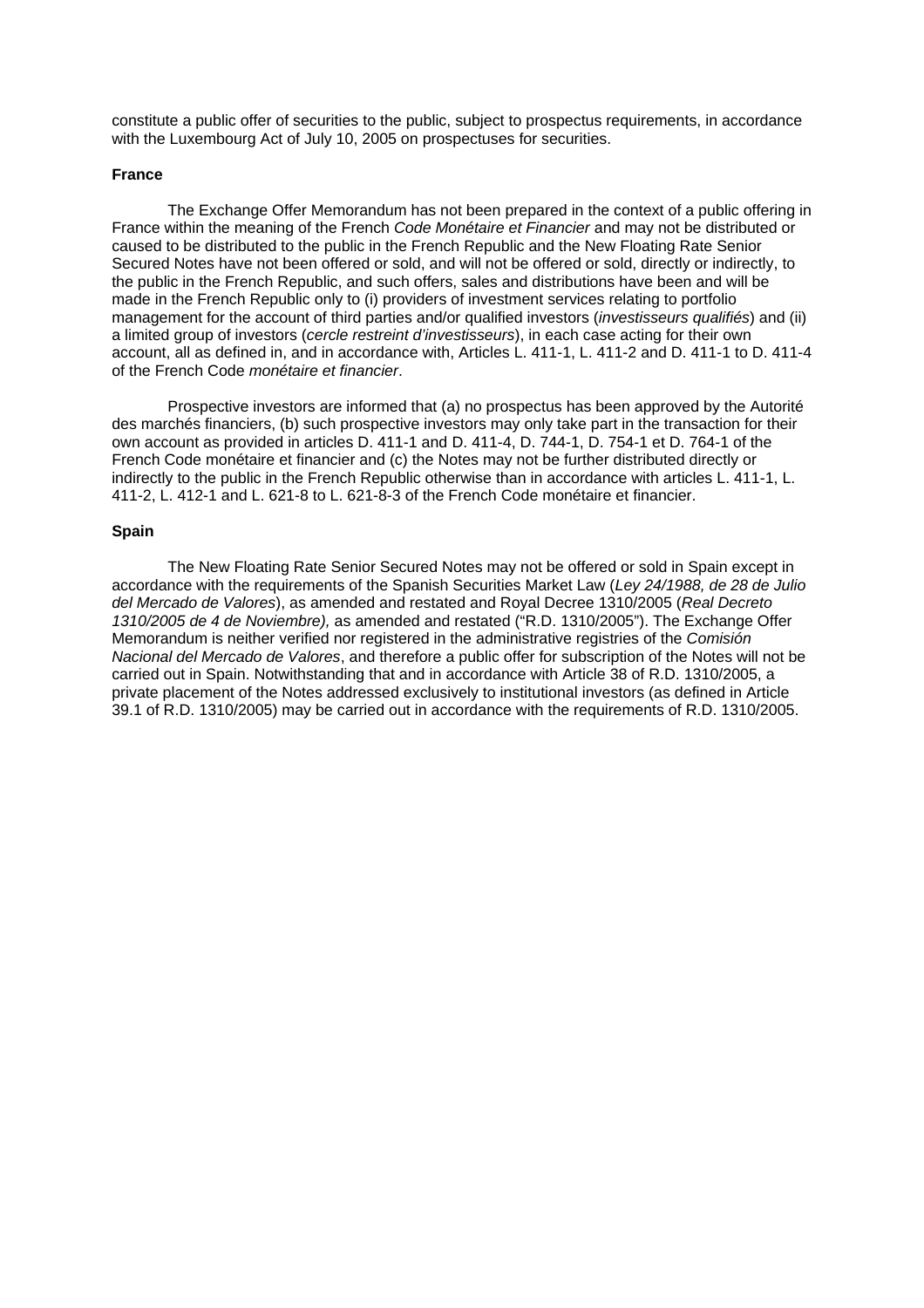constitute a public offer of securities to the public, subject to prospectus requirements, in accordance with the Luxembourg Act of July 10, 2005 on prospectuses for securities.

**France**

The Exchange Offer Memorandum has not been prepared in the context of a public offering in France within the meaning of the French *Code Monétaire et Financier* and may not be distributed or caused to be distributed to the public in the French Republic and the New Floating Rate Senior Secured Notes have not been offered or sold, and will not be offered or sold, directly or indirectly, to the public in the French Republic, and such offers, sales and distributions have been and will be made in the French Republic only to (i) providers of investment services relating to portfolio management for the account of third parties and/or qualified investors (*investisseurs qualifiés*) and (ii) a limited group of investors (*cercle restreint d'investisseurs*), in each case acting for their own account, all as defined in, and in accordance with, Articles L. 411-1, L. 411-2 and D. 411-1 to D. 411-4 of the French Code *monétaire et financier*.

Prospective investors are informed that (a) no prospectus has been approved by the Autorité des marchés financiers, (b) such prospective investors may only take part in the transaction for their own account as provided in articles D. 411-1 and D. 411-4, D. 744-1, D. 754-1 et D. 764-1 of the French Code monétaire et financier and (c) the Notes may not be further distributed directly or indirectly to the public in the French Republic otherwise than in accordance with articles L. 411-1, L. 411-2, L. 412-1 and L. 621-8 to L. 621-8-3 of the French Code monétaire et financier.

**Spain**

The New Floating Rate Senior Secured Notes may not be offered or sold in Spain except in accordance with the requirements of the Spanish Securities Market Law (*Ley 24/1988, de 28 de Julio del Mercado de Valores*), as amended and restated and Royal Decree 1310/2005 (*Real Decreto 1310/2005 de 4 de Noviembre),* as amended and restated ("R.D. 1310/2005"). The Exchange Offer Memorandum is neither verified nor registered in the administrative registries of the *Comisión Nacional del Mercado de Valores*, and therefore a public offer for subscription of the Notes will not be carried out in Spain. Notwithstanding that and in accordance with Article 38 of R.D. 1310/2005, a private placement of the Notes addressed exclusively to institutional investors (as defined in Article 39.1 of R.D. 1310/2005) may be carried out in accordance with the requirements of R.D. 1310/2005.